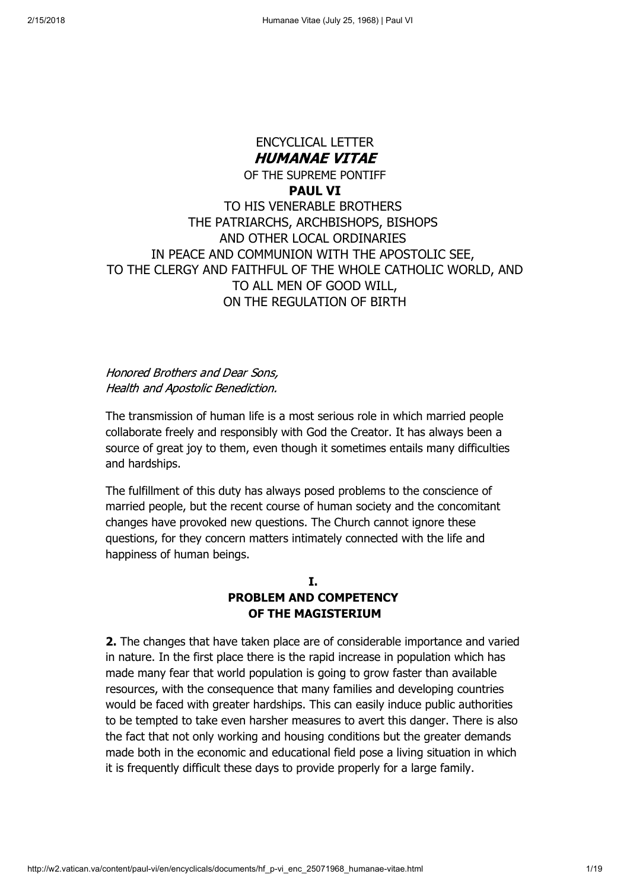# ENCYCLICAL LETTER
# ***HUMANAE VITAE***
OF THE SUPREME PONTIFF
**PAUL VI**
TO HIS VENERABLE BROTHERS
THE PATRIARCHS, ARCHBISHOPS, BISHOPS
AND OTHER LOCAL ORDINARIES
IN PEACE AND COMMUNION WITH THE APOSTOLIC SEE,
TO THE CLERGY AND FAITHFUL OF THE WHOLE CATHOLIC WORLD, AND
TO ALL MEN OF GOOD WILL,
ON THE REGULATION OF BIRTH

*Honored Brothers and Dear Sons,*
*Health and Apostolic Benediction.*

The transmission of human life is a most serious role in which married people collaborate freely and responsibly with God the Creator. It has always been a source of great joy to them, even though it sometimes entails many difficulties and hardships.

The fulfillment of this duty has always posed problems to the conscience of married people, but the recent course of human society and the concomitant changes have provoked new questions. The Church cannot ignore these questions, for they concern matters intimately connected with the life and happiness of human beings.

## I.
## PROBLEM AND COMPETENCY OF THE MAGISTERIUM

**2.** The changes that have taken place are of considerable importance and varied in nature. In the first place there is the rapid increase in population which has made many fear that world population is going to grow faster than available resources, with the consequence that many families and developing countries would be faced with greater hardships. This can easily induce public authorities to be tempted to take even harsher measures to avert this danger. There is also the fact that not only working and housing conditions but the greater demands made both in the economic and educational field pose a living situation in which it is frequently difficult these days to provide properly for a large family.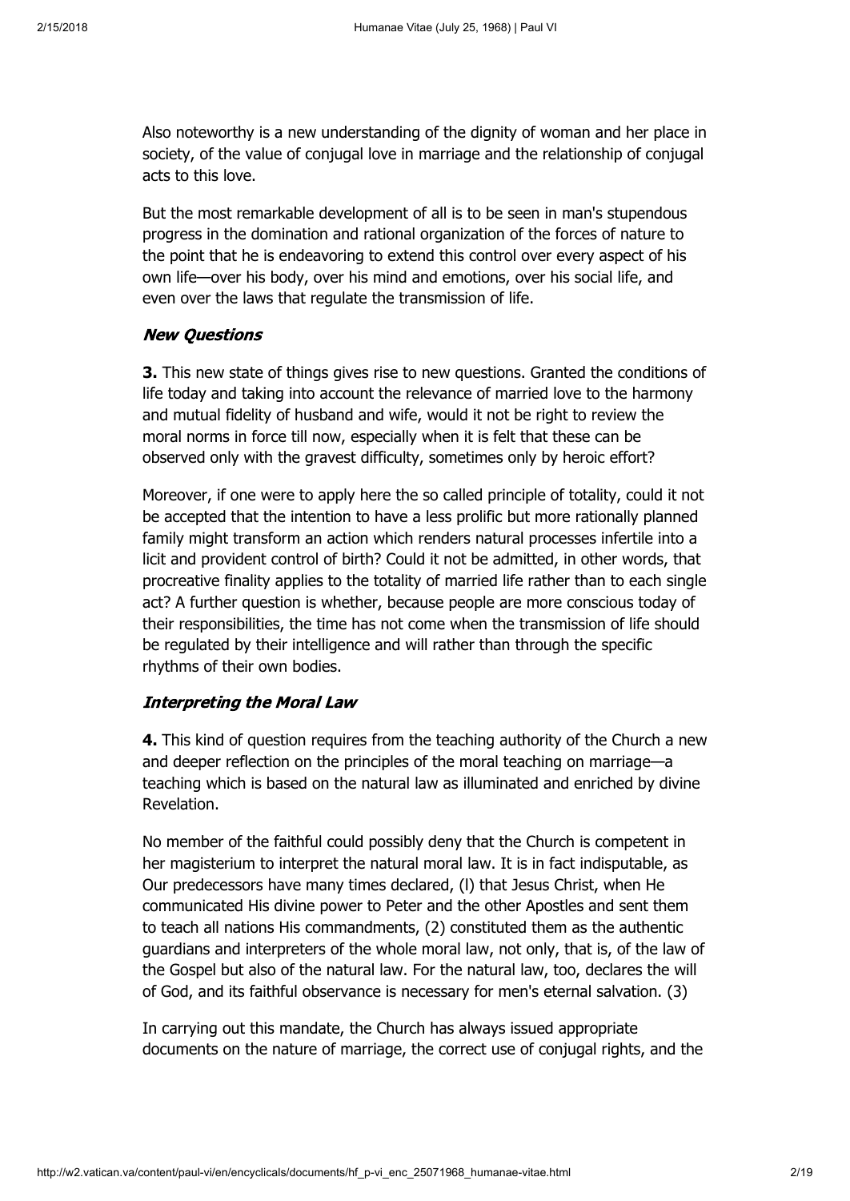Also noteworthy is a new understanding of the dignity of woman and her place in society, of the value of conjugal love in marriage and the relationship of conjugal acts to this love.

But the most remarkable development of all is to be seen in man's stupendous progress in the domination and rational organization of the forces of nature to the point that he is endeavoring to extend this control over every aspect of his own life—over his body, over his mind and emotions, over his social life, and even over the laws that regulate the transmission of life.

### *New Questions*

**3.** This new state of things gives rise to new questions. Granted the conditions of life today and taking into account the relevance of married love to the harmony and mutual fidelity of husband and wife, would it not be right to review the moral norms in force till now, especially when it is felt that these can be observed only with the gravest difficulty, sometimes only by heroic effort?

Moreover, if one were to apply here the so called principle of totality, could it not be accepted that the intention to have a less prolific but more rationally planned family might transform an action which renders natural processes infertile into a licit and provident control of birth? Could it not be admitted, in other words, that procreative finality applies to the totality of married life rather than to each single act? A further question is whether, because people are more conscious today of their responsibilities, the time has not come when the transmission of life should be regulated by their intelligence and will rather than through the specific rhythms of their own bodies.

### *Interpreting the Moral Law*

**4.** This kind of question requires from the teaching authority of the Church a new and deeper reflection on the principles of the moral teaching on marriage—a teaching which is based on the natural law as illuminated and enriched by divine Revelation.

No member of the faithful could possibly deny that the Church is competent in her magisterium to interpret the natural moral law. It is in fact indisputable, as Our predecessors have many times declared, (l) that Jesus Christ, when He communicated His divine power to Peter and the other Apostles and sent them to teach all nations His commandments, (2) constituted them as the authentic guardians and interpreters of the whole moral law, not only, that is, of the law of the Gospel but also of the natural law. For the natural law, too, declares the will of God, and its faithful observance is necessary for men's eternal salvation. (3)

In carrying out this mandate, the Church has always issued appropriate documents on the nature of marriage, the correct use of conjugal rights, and the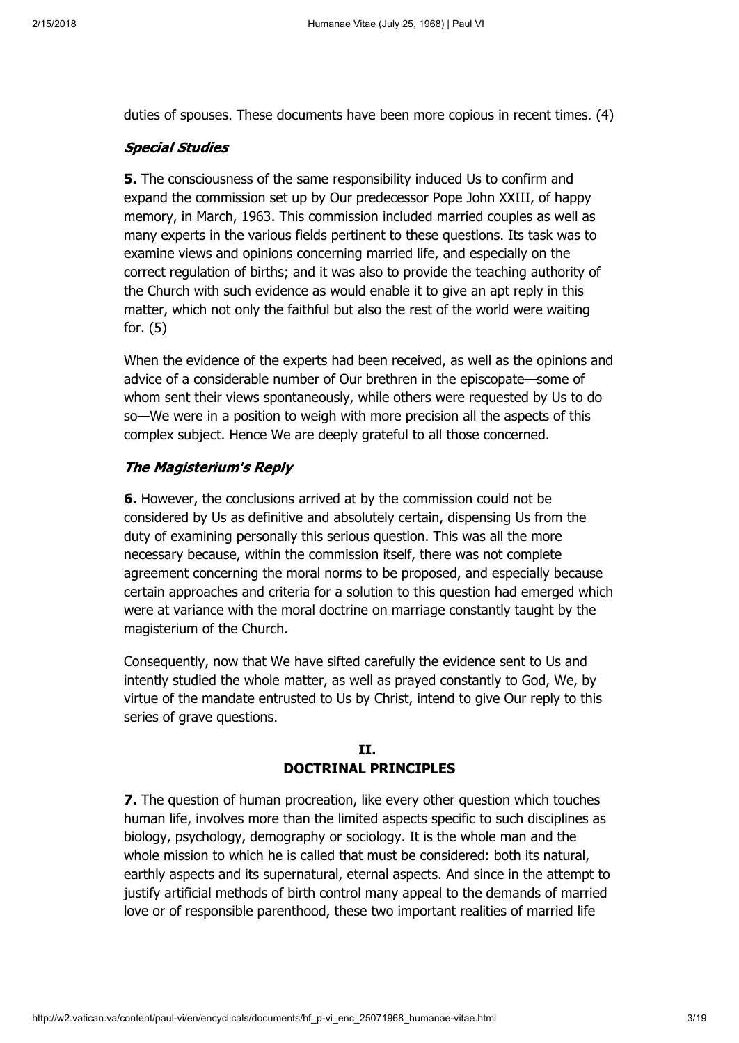duties of spouses. These documents have been more copious in recent times. (4)

### *Special Studies*

**5.** The consciousness of the same responsibility induced Us to confirm and expand the commission set up by Our predecessor Pope John XXIII, of happy memory, in March, 1963. This commission included married couples as well as many experts in the various fields pertinent to these questions. Its task was to examine views and opinions concerning married life, and especially on the correct regulation of births; and it was also to provide the teaching authority of the Church with such evidence as would enable it to give an apt reply in this matter, which not only the faithful but also the rest of the world were waiting for. (5)

When the evidence of the experts had been received, as well as the opinions and advice of a considerable number of Our brethren in the episcopate—some of whom sent their views spontaneously, while others were requested by Us to do so—We were in a position to weigh with more precision all the aspects of this complex subject. Hence We are deeply grateful to all those concerned.

### *The Magisterium's Reply*

**6.** However, the conclusions arrived at by the commission could not be considered by Us as definitive and absolutely certain, dispensing Us from the duty of examining personally this serious question. This was all the more necessary because, within the commission itself, there was not complete agreement concerning the moral norms to be proposed, and especially because certain approaches and criteria for a solution to this question had emerged which were at variance with the moral doctrine on marriage constantly taught by the magisterium of the Church.

Consequently, now that We have sifted carefully the evidence sent to Us and intently studied the whole matter, as well as prayed constantly to God, We, by virtue of the mandate entrusted to Us by Christ, intend to give Our reply to this series of grave questions.

## II.
## DOCTRINAL PRINCIPLES

**7.** The question of human procreation, like every other question which touches human life, involves more than the limited aspects specific to such disciplines as biology, psychology, demography or sociology. It is the whole man and the whole mission to which he is called that must be considered: both its natural, earthly aspects and its supernatural, eternal aspects. And since in the attempt to justify artificial methods of birth control many appeal to the demands of married love or of responsible parenthood, these two important realities of married life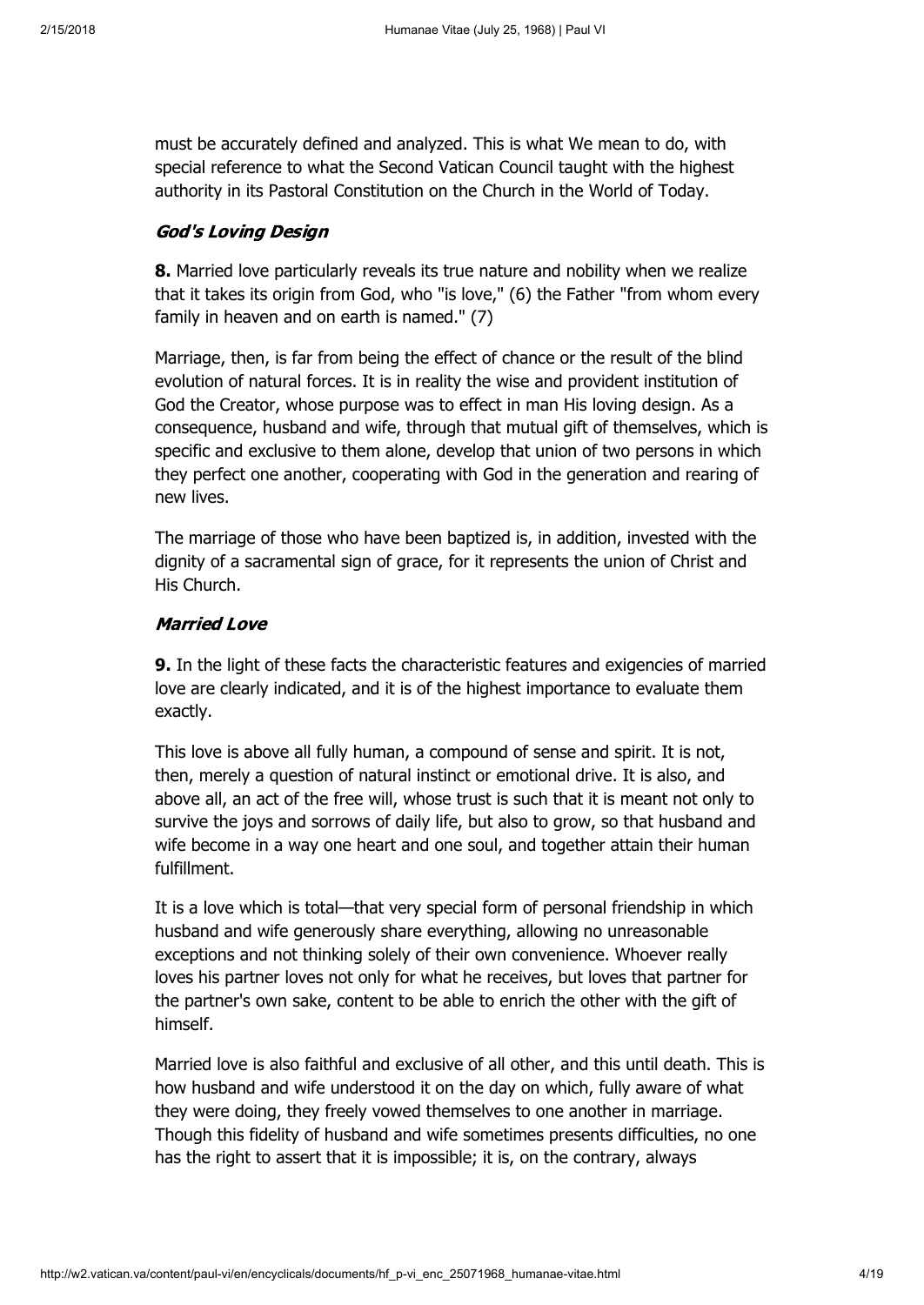must be accurately defined and analyzed. This is what We mean to do, with special reference to what the Second Vatican Council taught with the highest authority in its Pastoral Constitution on the Church in the World of Today.

### *God's Loving Design*

**8.** Married love particularly reveals its true nature and nobility when we realize that it takes its origin from God, who "is love," (6) the Father "from whom every family in heaven and on earth is named." (7)

Marriage, then, is far from being the effect of chance or the result of the blind evolution of natural forces. It is in reality the wise and provident institution of God the Creator, whose purpose was to effect in man His loving design. As a consequence, husband and wife, through that mutual gift of themselves, which is specific and exclusive to them alone, develop that union of two persons in which they perfect one another, cooperating with God in the generation and rearing of new lives.

The marriage of those who have been baptized is, in addition, invested with the dignity of a sacramental sign of grace, for it represents the union of Christ and His Church.

### *Married Love*

**9.** In the light of these facts the characteristic features and exigencies of married love are clearly indicated, and it is of the highest importance to evaluate them exactly.

This love is above all fully human, a compound of sense and spirit. It is not, then, merely a question of natural instinct or emotional drive. It is also, and above all, an act of the free will, whose trust is such that it is meant not only to survive the joys and sorrows of daily life, but also to grow, so that husband and wife become in a way one heart and one soul, and together attain their human fulfillment.

It is a love which is total—that very special form of personal friendship in which husband and wife generously share everything, allowing no unreasonable exceptions and not thinking solely of their own convenience. Whoever really loves his partner loves not only for what he receives, but loves that partner for the partner's own sake, content to be able to enrich the other with the gift of himself.

Married love is also faithful and exclusive of all other, and this until death. This is how husband and wife understood it on the day on which, fully aware of what they were doing, they freely vowed themselves to one another in marriage. Though this fidelity of husband and wife sometimes presents difficulties, no one has the right to assert that it is impossible; it is, on the contrary, always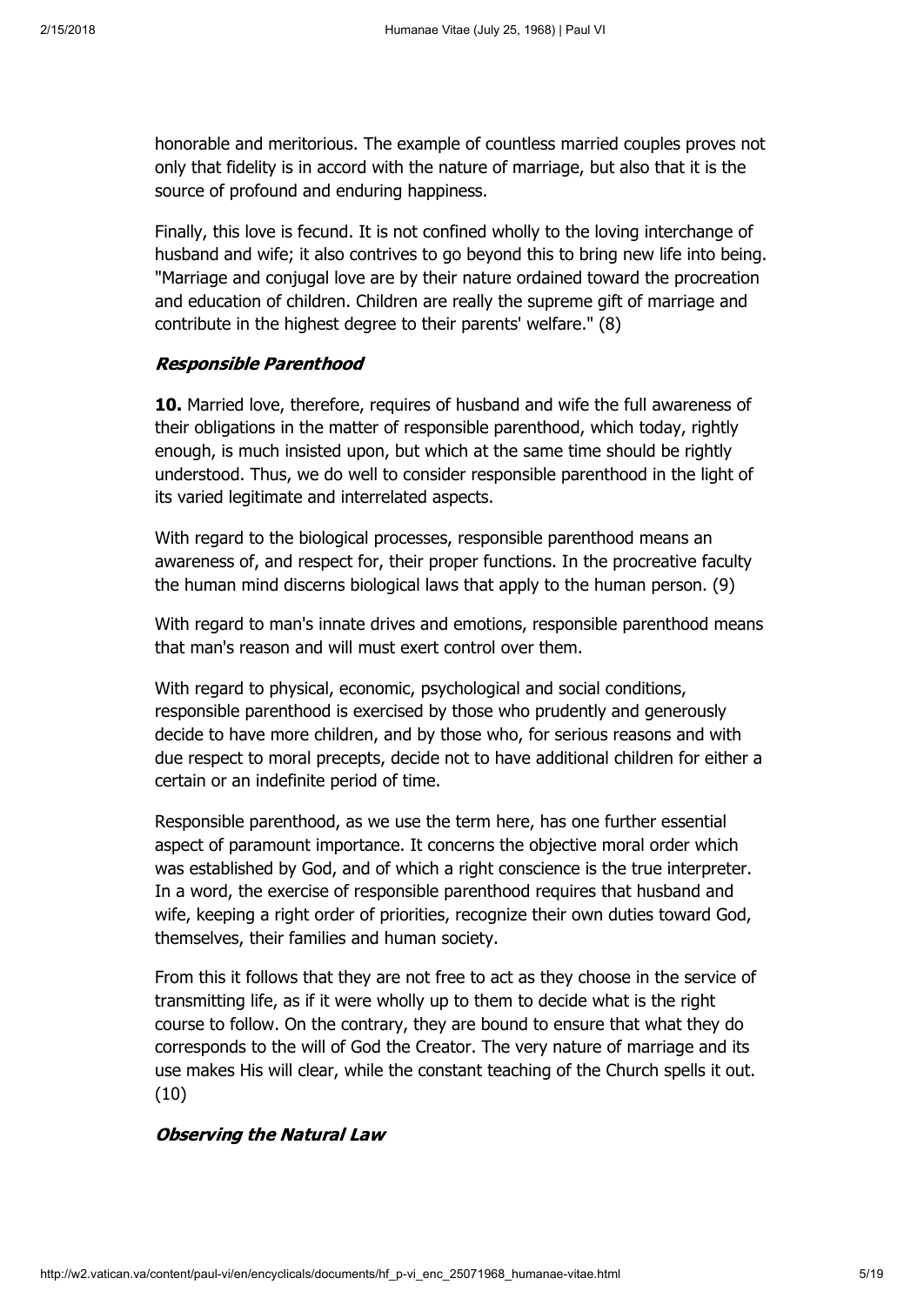honorable and meritorious. The example of countless married couples proves not only that fidelity is in accord with the nature of marriage, but also that it is the source of profound and enduring happiness.

Finally, this love is fecund. It is not confined wholly to the loving interchange of husband and wife; it also contrives to go beyond this to bring new life into being. "Marriage and conjugal love are by their nature ordained toward the procreation and education of children. Children are really the supreme gift of marriage and contribute in the highest degree to their parents' welfare." (8)

### *Responsible Parenthood*

**10.** Married love, therefore, requires of husband and wife the full awareness of their obligations in the matter of responsible parenthood, which today, rightly enough, is much insisted upon, but which at the same time should be rightly understood. Thus, we do well to consider responsible parenthood in the light of its varied legitimate and interrelated aspects.

With regard to the biological processes, responsible parenthood means an awareness of, and respect for, their proper functions. In the procreative faculty the human mind discerns biological laws that apply to the human person. (9)

With regard to man's innate drives and emotions, responsible parenthood means that man's reason and will must exert control over them.

With regard to physical, economic, psychological and social conditions, responsible parenthood is exercised by those who prudently and generously decide to have more children, and by those who, for serious reasons and with due respect to moral precepts, decide not to have additional children for either a certain or an indefinite period of time.

Responsible parenthood, as we use the term here, has one further essential aspect of paramount importance. It concerns the objective moral order which was established by God, and of which a right conscience is the true interpreter. In a word, the exercise of responsible parenthood requires that husband and wife, keeping a right order of priorities, recognize their own duties toward God, themselves, their families and human society.

From this it follows that they are not free to act as they choose in the service of transmitting life, as if it were wholly up to them to decide what is the right course to follow. On the contrary, they are bound to ensure that what they do corresponds to the will of God the Creator. The very nature of marriage and its use makes His will clear, while the constant teaching of the Church spells it out. (10)

### *Observing the Natural Law*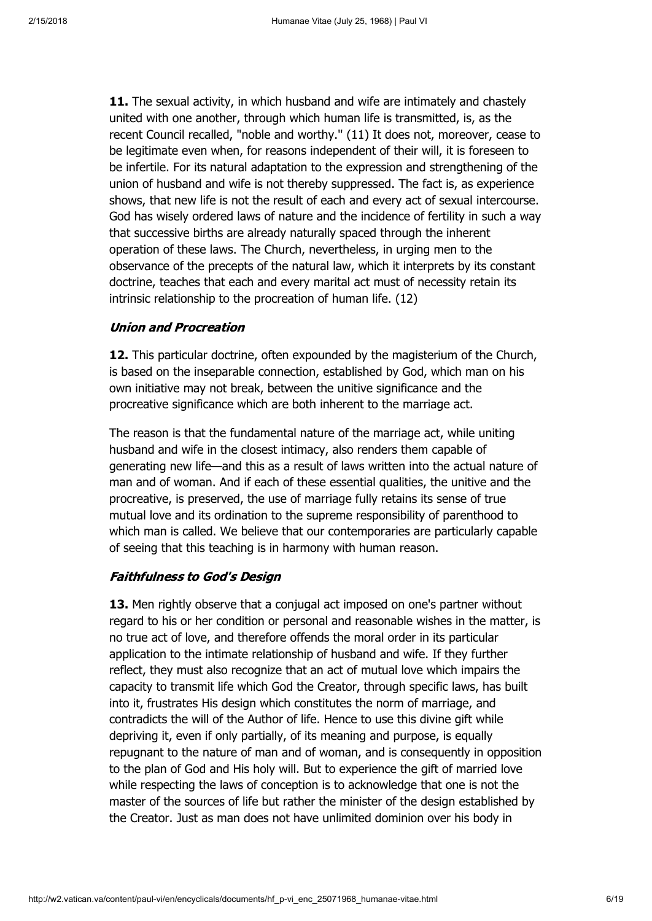**11.** The sexual activity, in which husband and wife are intimately and chastely united with one another, through which human life is transmitted, is, as the recent Council recalled, "noble and worthy." (11) It does not, moreover, cease to be legitimate even when, for reasons independent of their will, it is foreseen to be infertile. For its natural adaptation to the expression and strengthening of the union of husband and wife is not thereby suppressed. The fact is, as experience shows, that new life is not the result of each and every act of sexual intercourse. God has wisely ordered laws of nature and the incidence of fertility in such a way that successive births are already naturally spaced through the inherent operation of these laws. The Church, nevertheless, in urging men to the observance of the precepts of the natural law, which it interprets by its constant doctrine, teaches that each and every marital act must of necessity retain its intrinsic relationship to the procreation of human life. (12)

### *Union and Procreation*

**12.** This particular doctrine, often expounded by the magisterium of the Church, is based on the inseparable connection, established by God, which man on his own initiative may not break, between the unitive significance and the procreative significance which are both inherent to the marriage act.

The reason is that the fundamental nature of the marriage act, while uniting husband and wife in the closest intimacy, also renders them capable of generating new life—and this as a result of laws written into the actual nature of man and of woman. And if each of these essential qualities, the unitive and the procreative, is preserved, the use of marriage fully retains its sense of true mutual love and its ordination to the supreme responsibility of parenthood to which man is called. We believe that our contemporaries are particularly capable of seeing that this teaching is in harmony with human reason.

### *Faithfulness to God's Design*

**13.** Men rightly observe that a conjugal act imposed on one's partner without regard to his or her condition or personal and reasonable wishes in the matter, is no true act of love, and therefore offends the moral order in its particular application to the intimate relationship of husband and wife. If they further reflect, they must also recognize that an act of mutual love which impairs the capacity to transmit life which God the Creator, through specific laws, has built into it, frustrates His design which constitutes the norm of marriage, and contradicts the will of the Author of life. Hence to use this divine gift while depriving it, even if only partially, of its meaning and purpose, is equally repugnant to the nature of man and of woman, and is consequently in opposition to the plan of God and His holy will. But to experience the gift of married love while respecting the laws of conception is to acknowledge that one is not the master of the sources of life but rather the minister of the design established by the Creator. Just as man does not have unlimited dominion over his body in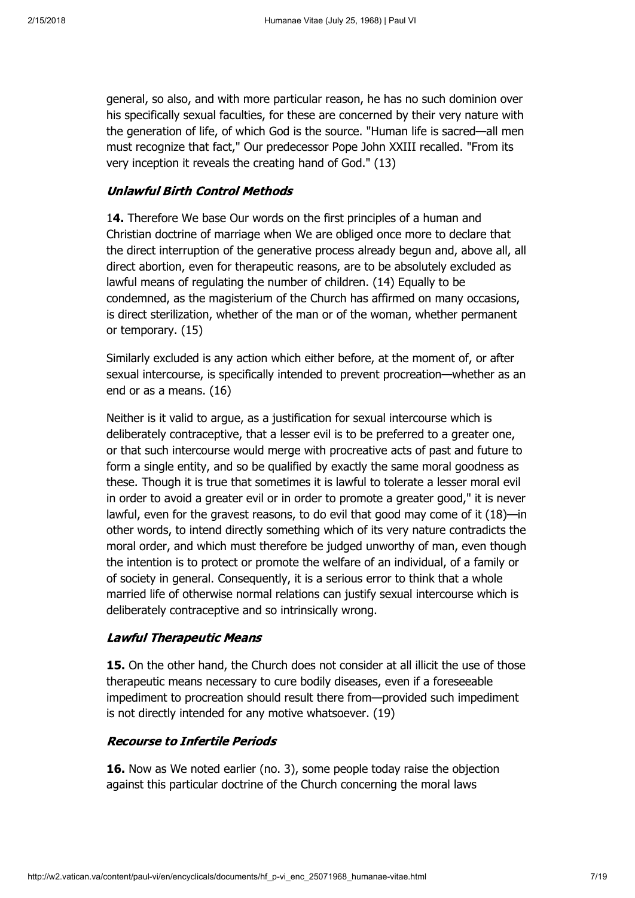general, so also, and with more particular reason, he has no such dominion over his specifically sexual faculties, for these are concerned by their very nature with the generation of life, of which God is the source. "Human life is sacred—all men must recognize that fact," Our predecessor Pope John XXIII recalled. "From its very inception it reveals the creating hand of God." (13)

### *Unlawful Birth Control Methods*

1**4.** Therefore We base Our words on the first principles of a human and Christian doctrine of marriage when We are obliged once more to declare that the direct interruption of the generative process already begun and, above all, all direct abortion, even for therapeutic reasons, are to be absolutely excluded as lawful means of regulating the number of children. (14) Equally to be condemned, as the magisterium of the Church has affirmed on many occasions, is direct sterilization, whether of the man or of the woman, whether permanent or temporary. (15)

Similarly excluded is any action which either before, at the moment of, or after sexual intercourse, is specifically intended to prevent procreation—whether as an end or as a means. (16)

Neither is it valid to argue, as a justification for sexual intercourse which is deliberately contraceptive, that a lesser evil is to be preferred to a greater one, or that such intercourse would merge with procreative acts of past and future to form a single entity, and so be qualified by exactly the same moral goodness as these. Though it is true that sometimes it is lawful to tolerate a lesser moral evil in order to avoid a greater evil or in order to promote a greater good," it is never lawful, even for the gravest reasons, to do evil that good may come of it (18)—in other words, to intend directly something which of its very nature contradicts the moral order, and which must therefore be judged unworthy of man, even though the intention is to protect or promote the welfare of an individual, of a family or of society in general. Consequently, it is a serious error to think that a whole married life of otherwise normal relations can justify sexual intercourse which is deliberately contraceptive and so intrinsically wrong.

### *Lawful Therapeutic Means*

**15.** On the other hand, the Church does not consider at all illicit the use of those therapeutic means necessary to cure bodily diseases, even if a foreseeable impediment to procreation should result there from—provided such impediment is not directly intended for any motive whatsoever. (19)

### *Recourse to Infertile Periods*

**16.** Now as We noted earlier (no. 3), some people today raise the objection against this particular doctrine of the Church concerning the moral laws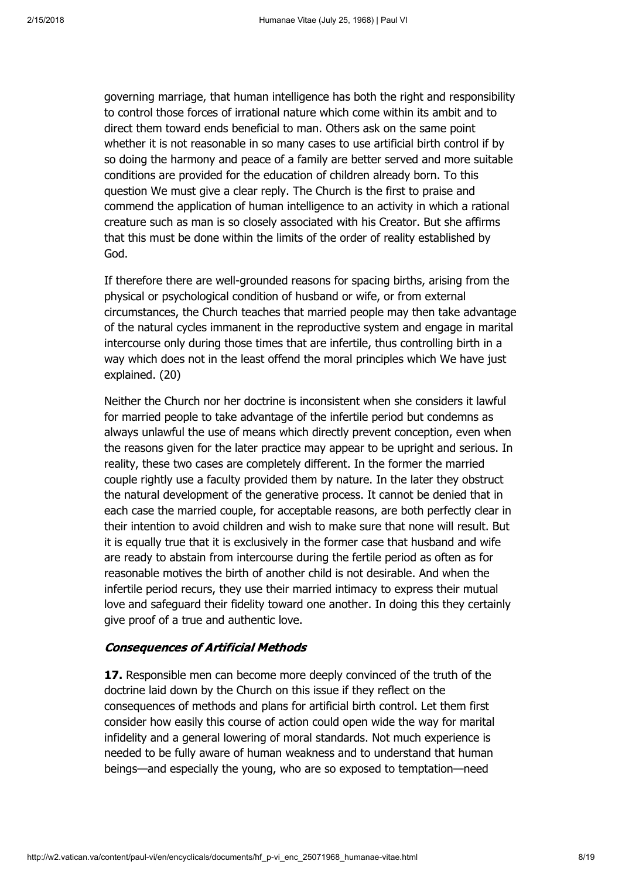governing marriage, that human intelligence has both the right and responsibility to control those forces of irrational nature which come within its ambit and to direct them toward ends beneficial to man. Others ask on the same point whether it is not reasonable in so many cases to use artificial birth control if by so doing the harmony and peace of a family are better served and more suitable conditions are provided for the education of children already born. To this question We must give a clear reply. The Church is the first to praise and commend the application of human intelligence to an activity in which a rational creature such as man is so closely associated with his Creator. But she affirms that this must be done within the limits of the order of reality established by God.

If therefore there are well-grounded reasons for spacing births, arising from the physical or psychological condition of husband or wife, or from external circumstances, the Church teaches that married people may then take advantage of the natural cycles immanent in the reproductive system and engage in marital intercourse only during those times that are infertile, thus controlling birth in a way which does not in the least offend the moral principles which We have just explained. (20)

Neither the Church nor her doctrine is inconsistent when she considers it lawful for married people to take advantage of the infertile period but condemns as always unlawful the use of means which directly prevent conception, even when the reasons given for the later practice may appear to be upright and serious. In reality, these two cases are completely different. In the former the married couple rightly use a faculty provided them by nature. In the later they obstruct the natural development of the generative process. It cannot be denied that in each case the married couple, for acceptable reasons, are both perfectly clear in their intention to avoid children and wish to make sure that none will result. But it is equally true that it is exclusively in the former case that husband and wife are ready to abstain from intercourse during the fertile period as often as for reasonable motives the birth of another child is not desirable. And when the infertile period recurs, they use their married intimacy to express their mutual love and safeguard their fidelity toward one another. In doing this they certainly give proof of a true and authentic love.

### *Consequences of Artificial Methods*

**17.** Responsible men can become more deeply convinced of the truth of the doctrine laid down by the Church on this issue if they reflect on the consequences of methods and plans for artificial birth control. Let them first consider how easily this course of action could open wide the way for marital infidelity and a general lowering of moral standards. Not much experience is needed to be fully aware of human weakness and to understand that human beings—and especially the young, who are so exposed to temptation—need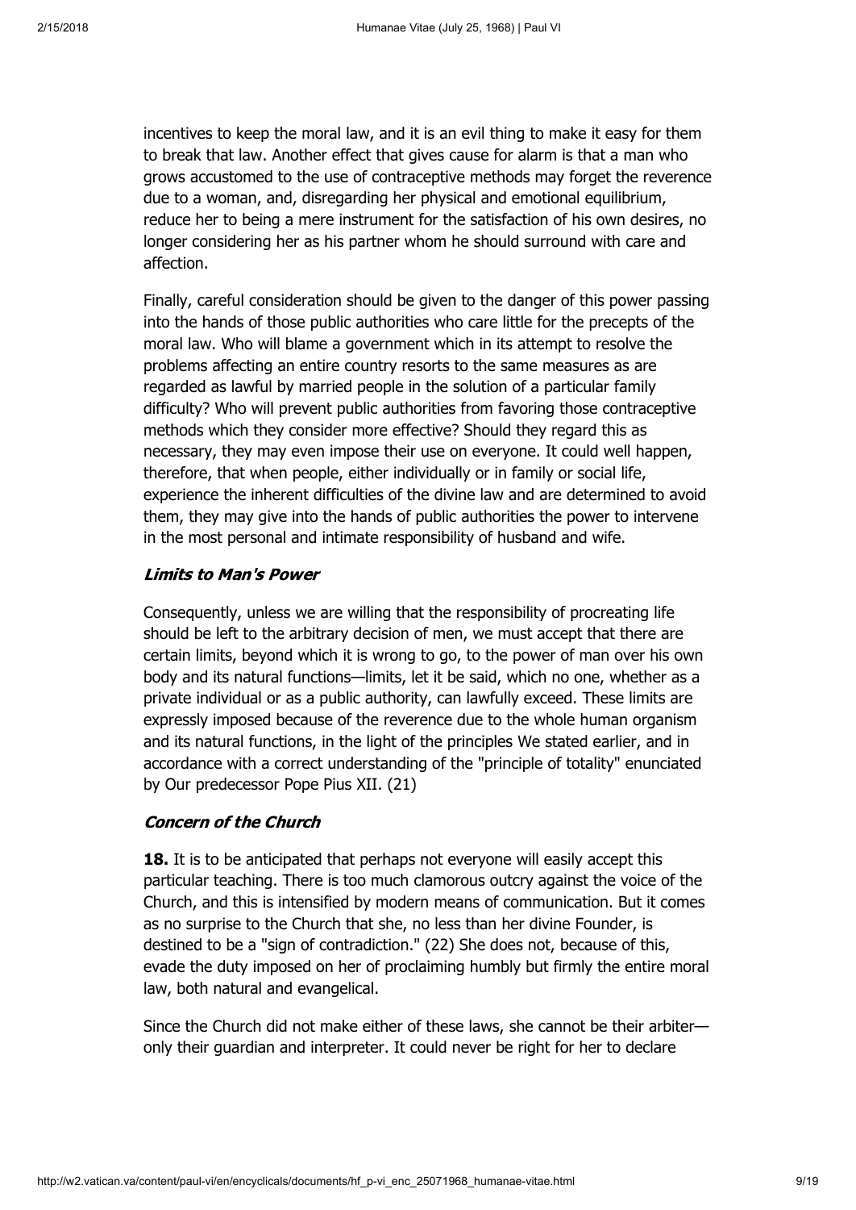incentives to keep the moral law, and it is an evil thing to make it easy for them to break that law. Another effect that gives cause for alarm is that a man who grows accustomed to the use of contraceptive methods may forget the reverence due to a woman, and, disregarding her physical and emotional equilibrium, reduce her to being a mere instrument for the satisfaction of his own desires, no longer considering her as his partner whom he should surround with care and affection.

Finally, careful consideration should be given to the danger of this power passing into the hands of those public authorities who care little for the precepts of the moral law. Who will blame a government which in its attempt to resolve the problems affecting an entire country resorts to the same measures as are regarded as lawful by married people in the solution of a particular family difficulty? Who will prevent public authorities from favoring those contraceptive methods which they consider more effective? Should they regard this as necessary, they may even impose their use on everyone. It could well happen, therefore, that when people, either individually or in family or social life, experience the inherent difficulties of the divine law and are determined to avoid them, they may give into the hands of public authorities the power to intervene in the most personal and intimate responsibility of husband and wife.

### *Limits to Man's Power*

Consequently, unless we are willing that the responsibility of procreating life should be left to the arbitrary decision of men, we must accept that there are certain limits, beyond which it is wrong to go, to the power of man over his own body and its natural functions—limits, let it be said, which no one, whether as a private individual or as a public authority, can lawfully exceed. These limits are expressly imposed because of the reverence due to the whole human organism and its natural functions, in the light of the principles We stated earlier, and in accordance with a correct understanding of the "principle of totality" enunciated by Our predecessor Pope Pius XII. (21)

### *Concern of the Church*

**18.** It is to be anticipated that perhaps not everyone will easily accept this particular teaching. There is too much clamorous outcry against the voice of the Church, and this is intensified by modern means of communication. But it comes as no surprise to the Church that she, no less than her divine Founder, is destined to be a "sign of contradiction." (22) She does not, because of this, evade the duty imposed on her of proclaiming humbly but firmly the entire moral law, both natural and evangelical.

Since the Church did not make either of these laws, she cannot be their arbiter—only their guardian and interpreter. It could never be right for her to declare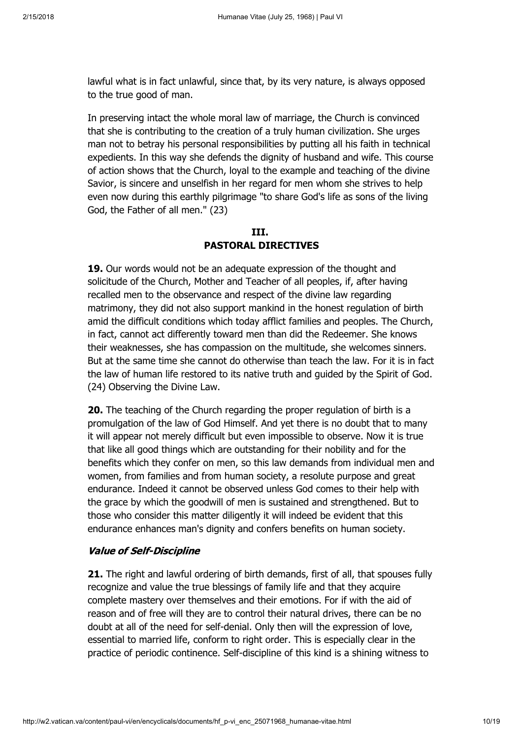lawful what is in fact unlawful, since that, by its very nature, is always opposed to the true good of man.

In preserving intact the whole moral law of marriage, the Church is convinced that she is contributing to the creation of a truly human civilization. She urges man not to betray his personal responsibilities by putting all his faith in technical expedients. In this way she defends the dignity of husband and wife. This course of action shows that the Church, loyal to the example and teaching of the divine Savior, is sincere and unselfish in her regard for men whom she strives to help even now during this earthly pilgrimage "to share God's life as sons of the living God, the Father of all men." (23)

## III. PASTORAL DIRECTIVES

**19.** Our words would not be an adequate expression of the thought and solicitude of the Church, Mother and Teacher of all peoples, if, after having recalled men to the observance and respect of the divine law regarding matrimony, they did not also support mankind in the honest regulation of birth amid the difficult conditions which today afflict families and peoples. The Church, in fact, cannot act differently toward men than did the Redeemer. She knows their weaknesses, she has compassion on the multitude, she welcomes sinners. But at the same time she cannot do otherwise than teach the law. For it is in fact the law of human life restored to its native truth and guided by the Spirit of God. (24) Observing the Divine Law.

**20.** The teaching of the Church regarding the proper regulation of birth is a promulgation of the law of God Himself. And yet there is no doubt that to many it will appear not merely difficult but even impossible to observe. Now it is true that like all good things which are outstanding for their nobility and for the benefits which they confer on men, so this law demands from individual men and women, from families and from human society, a resolute purpose and great endurance. Indeed it cannot be observed unless God comes to their help with the grace by which the goodwill of men is sustained and strengthened. But to those who consider this matter diligently it will indeed be evident that this endurance enhances man's dignity and confers benefits on human society.

### *Value of Self-Discipline*

**21.** The right and lawful ordering of birth demands, first of all, that spouses fully recognize and value the true blessings of family life and that they acquire complete mastery over themselves and their emotions. For if with the aid of reason and of free will they are to control their natural drives, there can be no doubt at all of the need for self-denial. Only then will the expression of love, essential to married life, conform to right order. This is especially clear in the practice of periodic continence. Self-discipline of this kind is a shining witness to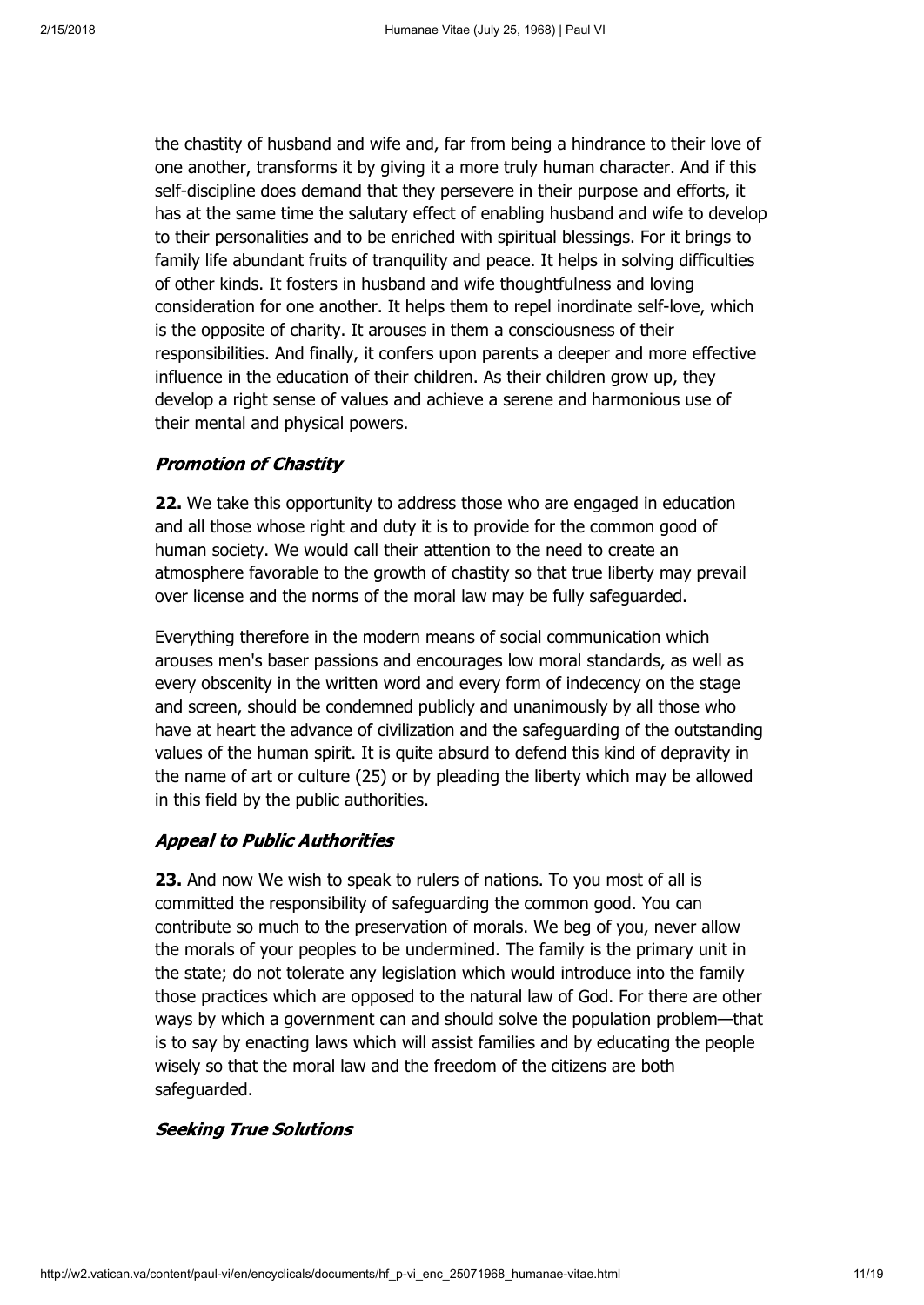the chastity of husband and wife and, far from being a hindrance to their love of one another, transforms it by giving it a more truly human character. And if this self-discipline does demand that they persevere in their purpose and efforts, it has at the same time the salutary effect of enabling husband and wife to develop to their personalities and to be enriched with spiritual blessings. For it brings to family life abundant fruits of tranquility and peace. It helps in solving difficulties of other kinds. It fosters in husband and wife thoughtfulness and loving consideration for one another. It helps them to repel inordinate self-love, which is the opposite of charity. It arouses in them a consciousness of their responsibilities. And finally, it confers upon parents a deeper and more effective influence in the education of their children. As their children grow up, they develop a right sense of values and achieve a serene and harmonious use of their mental and physical powers.

### *Promotion of Chastity*

**22.** We take this opportunity to address those who are engaged in education and all those whose right and duty it is to provide for the common good of human society. We would call their attention to the need to create an atmosphere favorable to the growth of chastity so that true liberty may prevail over license and the norms of the moral law may be fully safeguarded.

Everything therefore in the modern means of social communication which arouses men's baser passions and encourages low moral standards, as well as every obscenity in the written word and every form of indecency on the stage and screen, should be condemned publicly and unanimously by all those who have at heart the advance of civilization and the safeguarding of the outstanding values of the human spirit. It is quite absurd to defend this kind of depravity in the name of art or culture (25) or by pleading the liberty which may be allowed in this field by the public authorities.

### *Appeal to Public Authorities*

**23.** And now We wish to speak to rulers of nations. To you most of all is committed the responsibility of safeguarding the common good. You can contribute so much to the preservation of morals. We beg of you, never allow the morals of your peoples to be undermined. The family is the primary unit in the state; do not tolerate any legislation which would introduce into the family those practices which are opposed to the natural law of God. For there are other ways by which a government can and should solve the population problem—that is to say by enacting laws which will assist families and by educating the people wisely so that the moral law and the freedom of the citizens are both safeguarded.

### *Seeking True Solutions*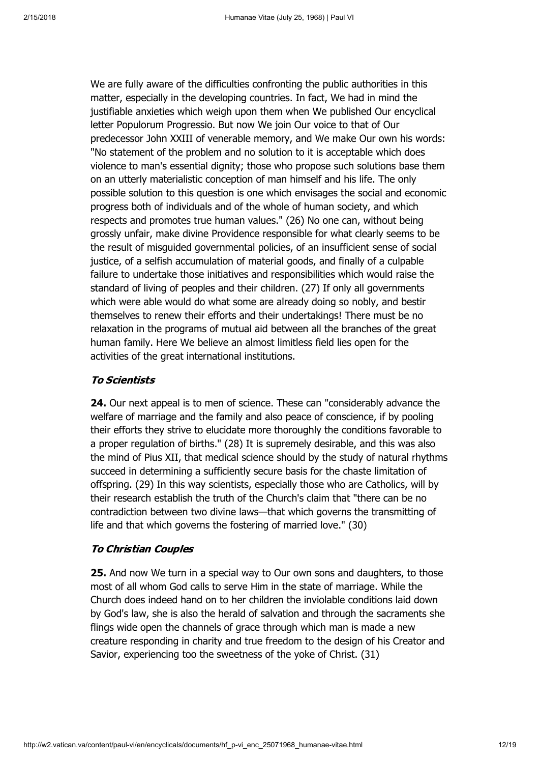We are fully aware of the difficulties confronting the public authorities in this matter, especially in the developing countries. In fact, We had in mind the justifiable anxieties which weigh upon them when We published Our encyclical letter Populorum Progressio. But now We join Our voice to that of Our predecessor John XXIII of venerable memory, and We make Our own his words: "No statement of the problem and no solution to it is acceptable which does violence to man's essential dignity; those who propose such solutions base them on an utterly materialistic conception of man himself and his life. The only possible solution to this question is one which envisages the social and economic progress both of individuals and of the whole of human society, and which respects and promotes true human values." (26) No one can, without being grossly unfair, make divine Providence responsible for what clearly seems to be the result of misguided governmental policies, of an insufficient sense of social justice, of a selfish accumulation of material goods, and finally of a culpable failure to undertake those initiatives and responsibilities which would raise the standard of living of peoples and their children. (27) If only all governments which were able would do what some are already doing so nobly, and bestir themselves to renew their efforts and their undertakings! There must be no relaxation in the programs of mutual aid between all the branches of the great human family. Here We believe an almost limitless field lies open for the activities of the great international institutions.

### *To Scientists*

**24.** Our next appeal is to men of science. These can "considerably advance the welfare of marriage and the family and also peace of conscience, if by pooling their efforts they strive to elucidate more thoroughly the conditions favorable to a proper regulation of births." (28) It is supremely desirable, and this was also the mind of Pius XII, that medical science should by the study of natural rhythms succeed in determining a sufficiently secure basis for the chaste limitation of offspring. (29) In this way scientists, especially those who are Catholics, will by their research establish the truth of the Church's claim that "there can be no contradiction between two divine laws—that which governs the transmitting of life and that which governs the fostering of married love." (30)

### *To Christian Couples*

**25.** And now We turn in a special way to Our own sons and daughters, to those most of all whom God calls to serve Him in the state of marriage. While the Church does indeed hand on to her children the inviolable conditions laid down by God's law, she is also the herald of salvation and through the sacraments she flings wide open the channels of grace through which man is made a new creature responding in charity and true freedom to the design of his Creator and Savior, experiencing too the sweetness of the yoke of Christ. (31)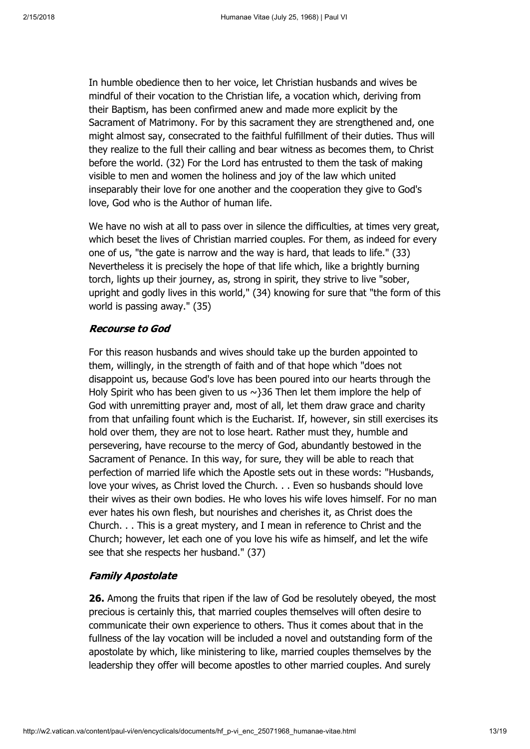In humble obedience then to her voice, let Christian husbands and wives be mindful of their vocation to the Christian life, a vocation which, deriving from their Baptism, has been confirmed anew and made more explicit by the Sacrament of Matrimony. For by this sacrament they are strengthened and, one might almost say, consecrated to the faithful fulfillment of their duties. Thus will they realize to the full their calling and bear witness as becomes them, to Christ before the world. (32) For the Lord has entrusted to them the task of making visible to men and women the holiness and joy of the law which united inseparably their love for one another and the cooperation they give to God's love, God who is the Author of human life.

We have no wish at all to pass over in silence the difficulties, at times very great, which beset the lives of Christian married couples. For them, as indeed for every one of us, "the gate is narrow and the way is hard, that leads to life." (33) Nevertheless it is precisely the hope of that life which, like a brightly burning torch, lights up their journey, as, strong in spirit, they strive to live "sober, upright and godly lives in this world," (34) knowing for sure that "the form of this world is passing away." (35)

### *Recourse to God*

For this reason husbands and wives should take up the burden appointed to them, willingly, in the strength of faith and of that hope which "does not disappoint us, because God's love has been poured into our hearts through the Holy Spirit who has been given to us ~}36 Then let them implore the help of God with unremitting prayer and, most of all, let them draw grace and charity from that unfailing fount which is the Eucharist. If, however, sin still exercises its hold over them, they are not to lose heart. Rather must they, humble and persevering, have recourse to the mercy of God, abundantly bestowed in the Sacrament of Penance. In this way, for sure, they will be able to reach that perfection of married life which the Apostle sets out in these words: "Husbands, love your wives, as Christ loved the Church. . . Even so husbands should love their wives as their own bodies. He who loves his wife loves himself. For no man ever hates his own flesh, but nourishes and cherishes it, as Christ does the Church. . . This is a great mystery, and I mean in reference to Christ and the Church; however, let each one of you love his wife as himself, and let the wife see that she respects her husband." (37)

### *Family Apostolate*

**26.** Among the fruits that ripen if the law of God be resolutely obeyed, the most precious is certainly this, that married couples themselves will often desire to communicate their own experience to others. Thus it comes about that in the fullness of the lay vocation will be included a novel and outstanding form of the apostolate by which, like ministering to like, married couples themselves by the leadership they offer will become apostles to other married couples. And surely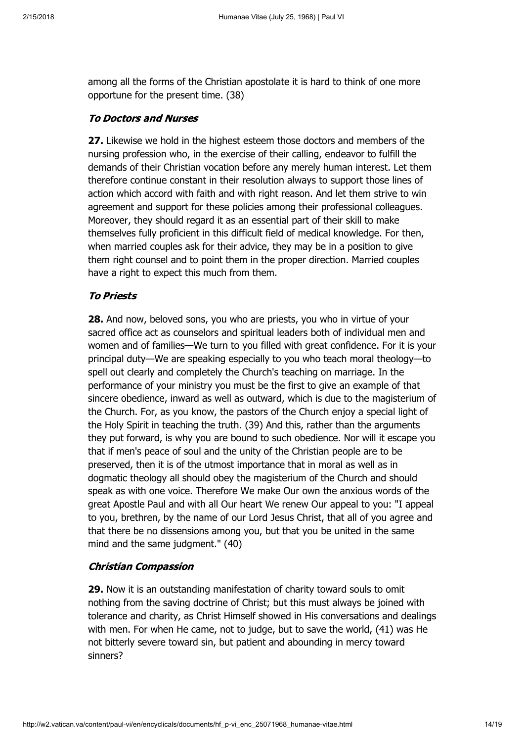among all the forms of the Christian apostolate it is hard to think of one more opportune for the present time. (38)

### *To Doctors and Nurses*

**27.** Likewise we hold in the highest esteem those doctors and members of the nursing profession who, in the exercise of their calling, endeavor to fulfill the demands of their Christian vocation before any merely human interest. Let them therefore continue constant in their resolution always to support those lines of action which accord with faith and with right reason. And let them strive to win agreement and support for these policies among their professional colleagues. Moreover, they should regard it as an essential part of their skill to make themselves fully proficient in this difficult field of medical knowledge. For then, when married couples ask for their advice, they may be in a position to give them right counsel and to point them in the proper direction. Married couples have a right to expect this much from them.

### *To Priests*

**28.** And now, beloved sons, you who are priests, you who in virtue of your sacred office act as counselors and spiritual leaders both of individual men and women and of families—We turn to you filled with great confidence. For it is your principal duty—We are speaking especially to you who teach moral theology—to spell out clearly and completely the Church's teaching on marriage. In the performance of your ministry you must be the first to give an example of that sincere obedience, inward as well as outward, which is due to the magisterium of the Church. For, as you know, the pastors of the Church enjoy a special light of the Holy Spirit in teaching the truth. (39) And this, rather than the arguments they put forward, is why you are bound to such obedience. Nor will it escape you that if men's peace of soul and the unity of the Christian people are to be preserved, then it is of the utmost importance that in moral as well as in dogmatic theology all should obey the magisterium of the Church and should speak as with one voice. Therefore We make Our own the anxious words of the great Apostle Paul and with all Our heart We renew Our appeal to you: "I appeal to you, brethren, by the name of our Lord Jesus Christ, that all of you agree and that there be no dissensions among you, but that you be united in the same mind and the same judgment." (40)

### *Christian Compassion*

**29.** Now it is an outstanding manifestation of charity toward souls to omit nothing from the saving doctrine of Christ; but this must always be joined with tolerance and charity, as Christ Himself showed in His conversations and dealings with men. For when He came, not to judge, but to save the world, (41) was He not bitterly severe toward sin, but patient and abounding in mercy toward sinners?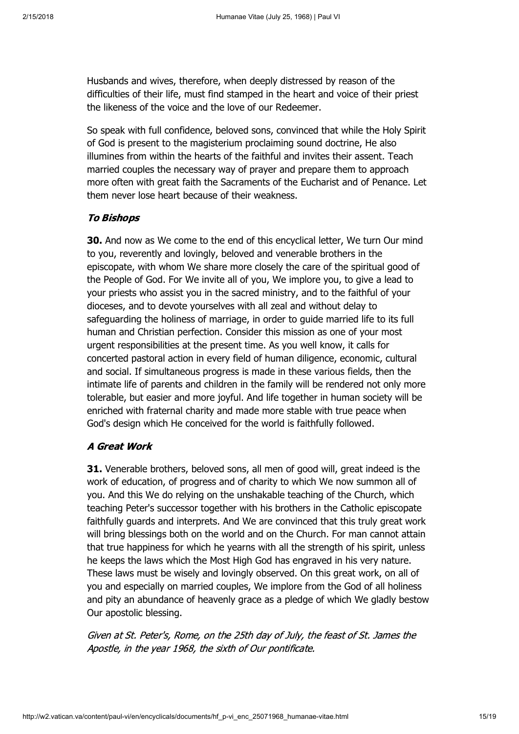Husbands and wives, therefore, when deeply distressed by reason of the difficulties of their life, must find stamped in the heart and voice of their priest the likeness of the voice and the love of our Redeemer.

So speak with full confidence, beloved sons, convinced that while the Holy Spirit of God is present to the magisterium proclaiming sound doctrine, He also illumines from within the hearts of the faithful and invites their assent. Teach married couples the necessary way of prayer and prepare them to approach more often with great faith the Sacraments of the Eucharist and of Penance. Let them never lose heart because of their weakness.

### *To Bishops*

**30.** And now as We come to the end of this encyclical letter, We turn Our mind to you, reverently and lovingly, beloved and venerable brothers in the episcopate, with whom We share more closely the care of the spiritual good of the People of God. For We invite all of you, We implore you, to give a lead to your priests who assist you in the sacred ministry, and to the faithful of your dioceses, and to devote yourselves with all zeal and without delay to safeguarding the holiness of marriage, in order to guide married life to its full human and Christian perfection. Consider this mission as one of your most urgent responsibilities at the present time. As you well know, it calls for concerted pastoral action in every field of human diligence, economic, cultural and social. If simultaneous progress is made in these various fields, then the intimate life of parents and children in the family will be rendered not only more tolerable, but easier and more joyful. And life together in human society will be enriched with fraternal charity and made more stable with true peace when God's design which He conceived for the world is faithfully followed.

### *A Great Work*

**31.** Venerable brothers, beloved sons, all men of good will, great indeed is the work of education, of progress and of charity to which We now summon all of you. And this We do relying on the unshakable teaching of the Church, which teaching Peter's successor together with his brothers in the Catholic episcopate faithfully guards and interprets. And We are convinced that this truly great work will bring blessings both on the world and on the Church. For man cannot attain that true happiness for which he yearns with all the strength of his spirit, unless he keeps the laws which the Most High God has engraved in his very nature. These laws must be wisely and lovingly observed. On this great work, on all of you and especially on married couples, We implore from the God of all holiness and pity an abundance of heavenly grace as a pledge of which We gladly bestow Our apostolic blessing.

*Given at St. Peter's, Rome, on the 25th day of July, the feast of St. James the Apostle, in the year 1968, the sixth of Our pontificate.*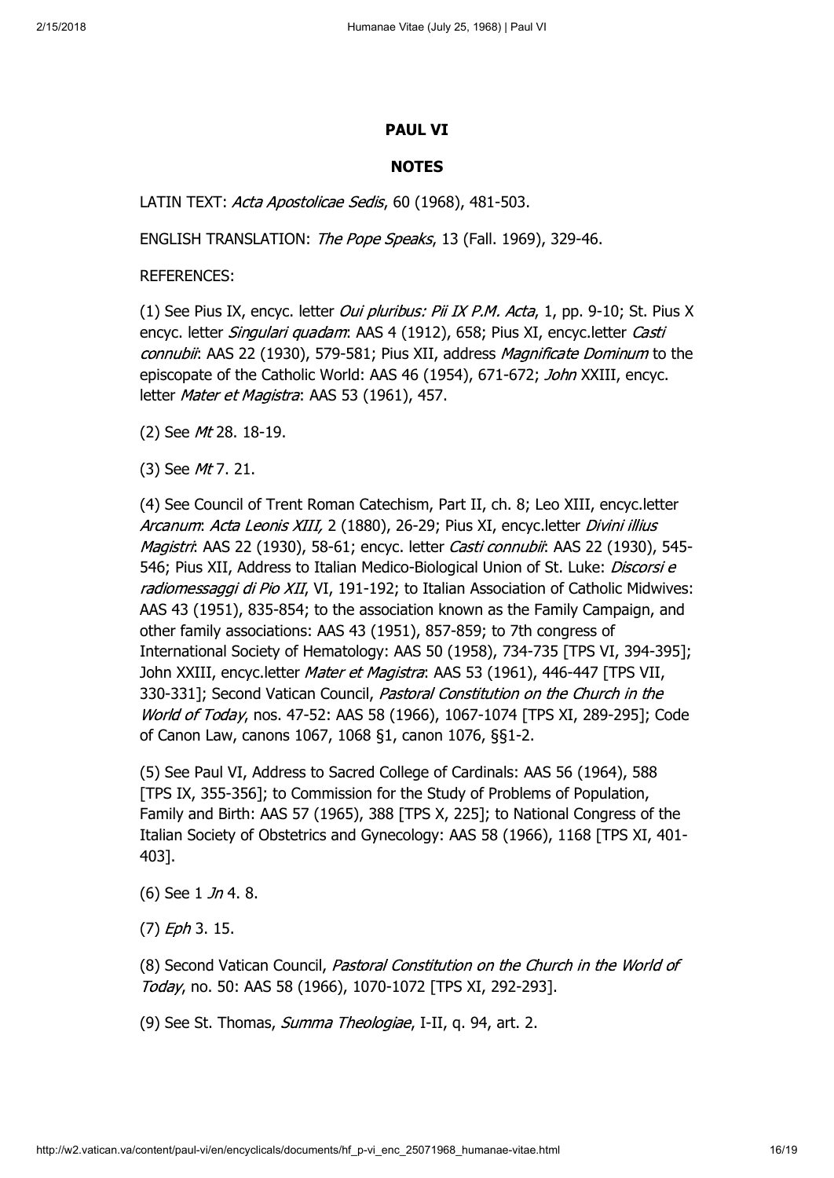**PAUL VI**

**NOTES**

LATIN TEXT: *Acta Apostolicae Sedis*, 60 (1968), 481-503.

ENGLISH TRANSLATION: *The Pope Speaks*, 13 (Fall. 1969), 329-46.

REFERENCES:

(1) See Pius IX, encyc. letter *Oui pluribus: Pii IX P.M. Acta*, 1, pp. 9-10; St. Pius X encyc. letter *Singulari quadam*: AAS 4 (1912), 658; Pius XI, encyc.letter *Casti connubii*: AAS 22 (1930), 579-581; Pius XII, address *Magnificate Dominum* to the episcopate of the Catholic World: AAS 46 (1954), 671-672; *John* XXIII, encyc. letter *Mater et Magistra*: AAS 53 (1961), 457.

(2) See *Mt* 28. 18-19.

(3) See *Mt* 7. 21.

(4) See Council of Trent Roman Catechism, Part II, ch. 8; Leo XIII, encyc.letter *Arcanum*: *Acta Leonis XIII,* 2 (1880), 26-29; Pius XI, encyc.letter *Divini illius Magistri*: AAS 22 (1930), 58-61; encyc. letter *Casti connubii*: AAS 22 (1930), 545-546; Pius XII, Address to Italian Medico-Biological Union of St. Luke: *Discorsi e radiomessaggi di Pio XII*, VI, 191-192; to Italian Association of Catholic Midwives: AAS 43 (1951), 835-854; to the association known as the Family Campaign, and other family associations: AAS 43 (1951), 857-859; to 7th congress of International Society of Hematology: AAS 50 (1958), 734-735 [TPS VI, 394-395]; John XXIII, encyc.letter *Mater et Magistra*: AAS 53 (1961), 446-447 [TPS VII, 330-331]; Second Vatican Council, *Pastoral Constitution on the Church in the World of Today*, nos. 47-52: AAS 58 (1966), 1067-1074 [TPS XI, 289-295]; Code of Canon Law, canons 1067, 1068 §1, canon 1076, §§1-2.

(5) See Paul VI, Address to Sacred College of Cardinals: AAS 56 (1964), 588 [TPS IX, 355-356]; to Commission for the Study of Problems of Population, Family and Birth: AAS 57 (1965), 388 [TPS X, 225]; to National Congress of the Italian Society of Obstetrics and Gynecology: AAS 58 (1966), 1168 [TPS XI, 401-403].

(6) See 1 *Jn* 4. 8.

(7) *Eph* 3. 15.

(8) Second Vatican Council, *Pastoral Constitution on the Church in the World of Today*, no. 50: AAS 58 (1966), 1070-1072 [TPS XI, 292-293].

(9) See St. Thomas, *Summa Theologiae*, I-II, q. 94, art. 2.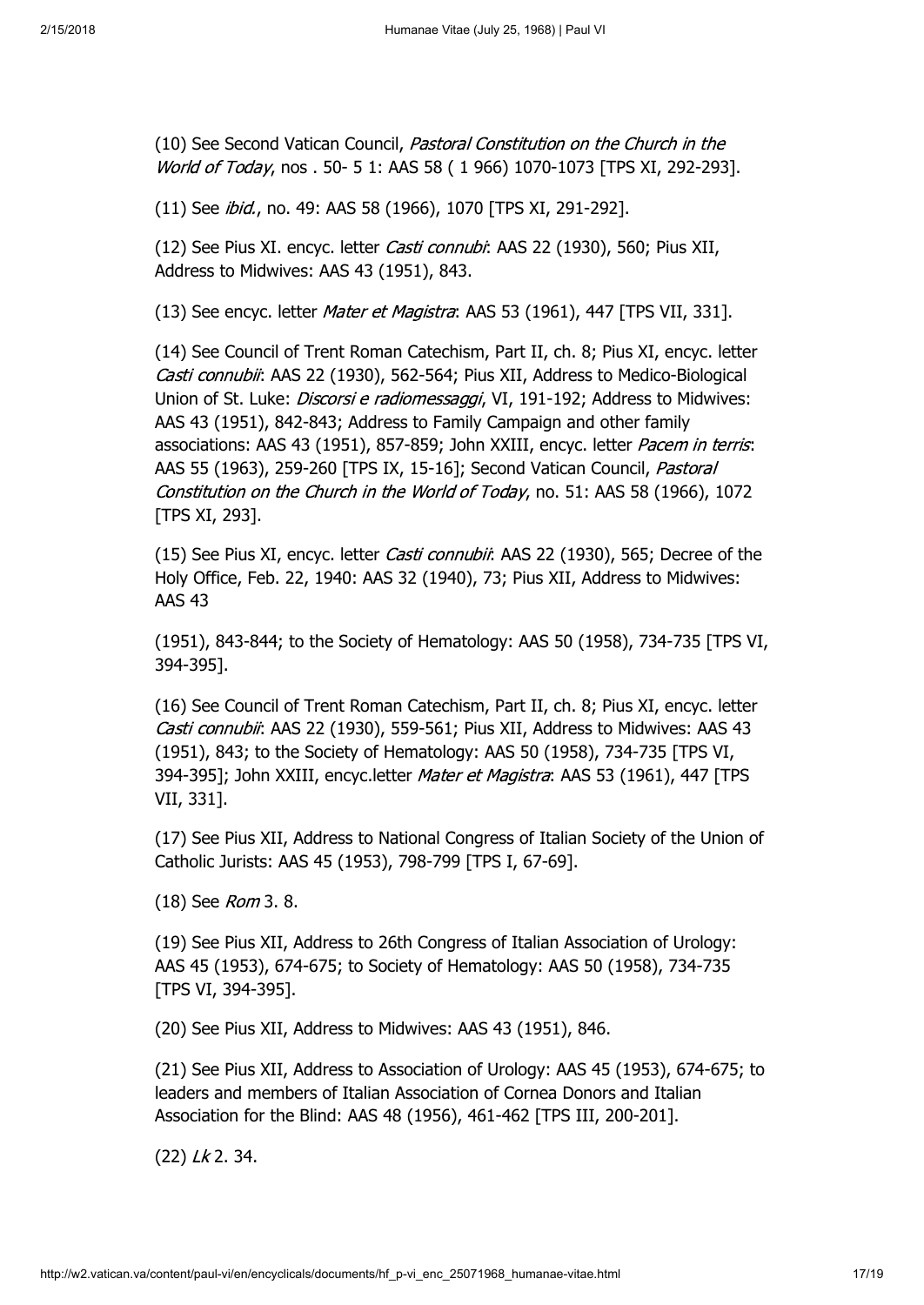(10) See Second Vatican Council, *Pastoral Constitution on the Church in the World of Today*, nos . 50- 5 1: AAS 58 ( 1 966) 1070-1073 [TPS XI, 292-293].

(11) See *ibid.*, no. 49: AAS 58 (1966), 1070 [TPS XI, 291-292].

(12) See Pius XI. encyc. letter *Casti connubi*: AAS 22 (1930), 560; Pius XII, Address to Midwives: AAS 43 (1951), 843.

(13) See encyc. letter *Mater et Magistra*: AAS 53 (1961), 447 [TPS VII, 331].

(14) See Council of Trent Roman Catechism, Part II, ch. 8; Pius XI, encyc. letter *Casti connubii*: AAS 22 (1930), 562-564; Pius XII, Address to Medico-Biological Union of St. Luke: *Discorsi e radiomessaggi*, VI, 191-192; Address to Midwives: AAS 43 (1951), 842-843; Address to Family Campaign and other family associations: AAS 43 (1951), 857-859; John XXIII, encyc. letter *Pacem in terris*: AAS 55 (1963), 259-260 [TPS IX, 15-16]; Second Vatican Council, *Pastoral Constitution on the Church in the World of Today*, no. 51: AAS 58 (1966), 1072 [TPS XI, 293].

(15) See Pius XI, encyc. letter *Casti connubii*: AAS 22 (1930), 565; Decree of the Holy Office, Feb. 22, 1940: AAS 32 (1940), 73; Pius XII, Address to Midwives: AAS 43

(1951), 843-844; to the Society of Hematology: AAS 50 (1958), 734-735 [TPS VI, 394-395].

(16) See Council of Trent Roman Catechism, Part II, ch. 8; Pius XI, encyc. letter *Casti connubii*: AAS 22 (1930), 559-561; Pius XII, Address to Midwives: AAS 43 (1951), 843; to the Society of Hematology: AAS 50 (1958), 734-735 [TPS VI, 394-395]; John XXIII, encyc.letter *Mater et Magistra*: AAS 53 (1961), 447 [TPS VII, 331].

(17) See Pius XII, Address to National Congress of Italian Society of the Union of Catholic Jurists: AAS 45 (1953), 798-799 [TPS I, 67-69].

(18) See *Rom* 3. 8.

(19) See Pius XII, Address to 26th Congress of Italian Association of Urology: AAS 45 (1953), 674-675; to Society of Hematology: AAS 50 (1958), 734-735 [TPS VI, 394-395].

(20) See Pius XII, Address to Midwives: AAS 43 (1951), 846.

(21) See Pius XII, Address to Association of Urology: AAS 45 (1953), 674-675; to leaders and members of Italian Association of Cornea Donors and Italian Association for the Blind: AAS 48 (1956), 461-462 [TPS III, 200-201].

(22) *Lk* 2. 34.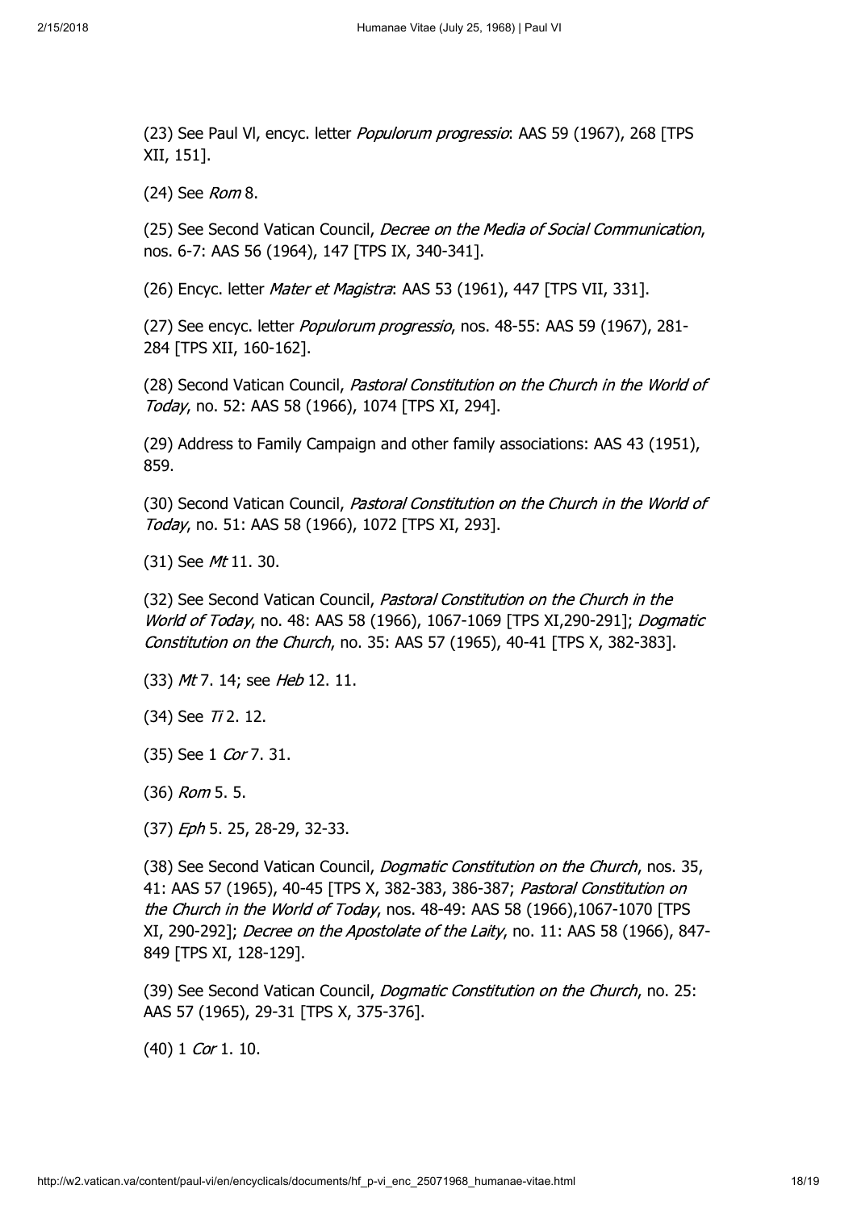(23) See Paul VI, encyc. letter *Populorum progressio*: AAS 59 (1967), 268 [TPS XII, 151].

(24) See *Rom* 8.

(25) See Second Vatican Council, *Decree on the Media of Social Communication*, nos. 6-7: AAS 56 (1964), 147 [TPS IX, 340-341].

(26) Encyc. letter *Mater et Magistra*: AAS 53 (1961), 447 [TPS VII, 331].

(27) See encyc. letter *Populorum progressio*, nos. 48-55: AAS 59 (1967), 281-284 [TPS XII, 160-162].

(28) Second Vatican Council, *Pastoral Constitution on the Church in the World of Today*, no. 52: AAS 58 (1966), 1074 [TPS XI, 294].

(29) Address to Family Campaign and other family associations: AAS 43 (1951), 859.

(30) Second Vatican Council, *Pastoral Constitution on the Church in the World of Today*, no. 51: AAS 58 (1966), 1072 [TPS XI, 293].

(31) See *Mt* 11. 30.

(32) See Second Vatican Council, *Pastoral Constitution on the Church in the World of Today*, no. 48: AAS 58 (1966), 1067-1069 [TPS XI,290-291]; *Dogmatic Constitution on the Church*, no. 35: AAS 57 (1965), 40-41 [TPS X, 382-383].

(33) *Mt* 7. 14; see *Heb* 12. 11.

(34) See *Ti* 2. 12.

(35) See 1 *Cor* 7. 31.

(36) *Rom* 5. 5.

(37) *Eph* 5. 25, 28-29, 32-33.

(38) See Second Vatican Council, *Dogmatic Constitution on the Church*, nos. 35, 41: AAS 57 (1965), 40-45 [TPS X, 382-383, 386-387; *Pastoral Constitution on the Church in the World of Today*, nos. 48-49: AAS 58 (1966),1067-1070 [TPS XI, 290-292]; *Decree on the Apostolate of the Laity*, no. 11: AAS 58 (1966), 847-849 [TPS XI, 128-129].

(39) See Second Vatican Council, *Dogmatic Constitution on the Church*, no. 25: AAS 57 (1965), 29-31 [TPS X, 375-376].

(40) 1 *Cor* 1. 10.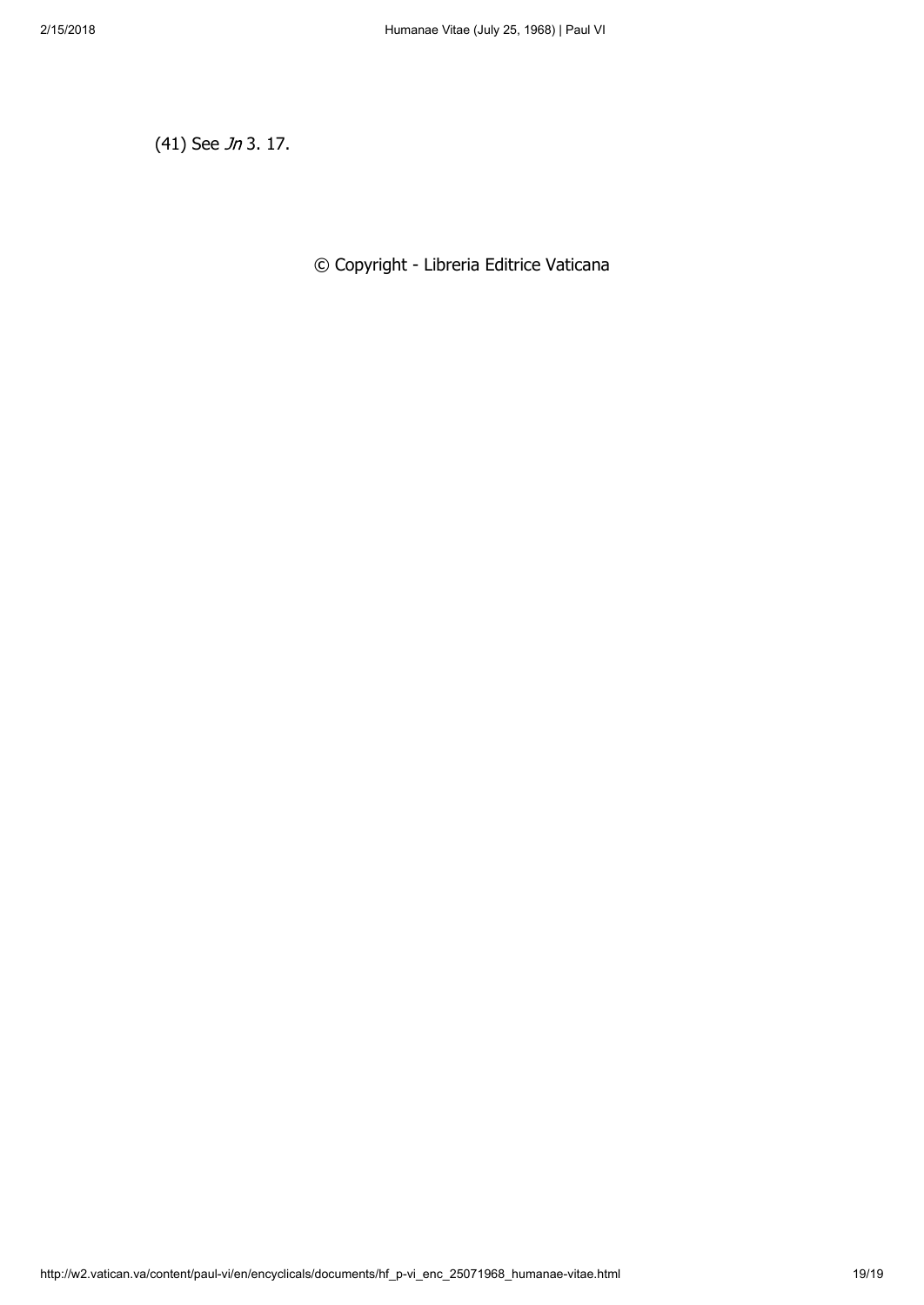(41) See *Jn* 3. 17.

© Copyright - Libreria Editrice Vaticana